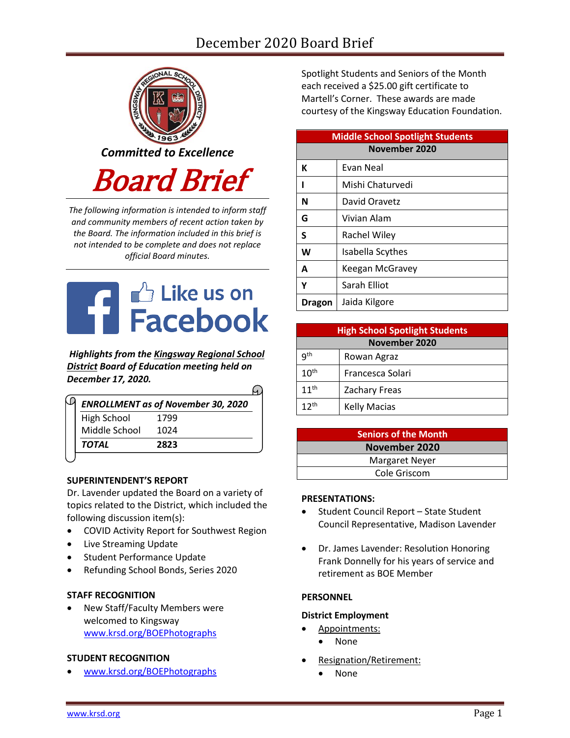# December 2020 Board Brief

*Committed to Excellence*

# Board Brief

*The following information is intended to inform staff and community members of recent action taken by the Board. The information included in this brief is not intended to be complete and does not replace official Board minutes.*

Like us on Facebook

***Highlights from the Kingsway Regional School District Board of Education meeting held on December 17, 2020.***

| ***ENROLLMENT as of November 30, 2020*** | |
|---|---|
| High School | 1799 |
| Middle School | 1024 |
| ***TOTAL*** | **2823** |

**SUPERINTENDENT'S REPORT**

Dr. Lavender updated the Board on a variety of topics related to the District, which included the following discussion item(s):

- COVID Activity Report for Southwest Region
- Live Streaming Update
- Student Performance Update
- Refunding School Bonds, Series 2020

**STAFF RECOGNITION**

- New Staff/Faculty Members were welcomed to Kingsway www.krsd.org/BOEPhotographs

**STUDENT RECOGNITION**

- www.krsd.org/BOEPhotographs

Spotlight Students and Seniors of the Month each received a $25.00 gift certificate to Martell's Corner. These awards are made courtesy of the Kingsway Education Foundation.

| Middle School Spotlight Students | |
|---|---|
| **November 2020** | |
| **K** | Evan Neal |
| **I** | Mishi Chaturvedi |
| **N** | David Oravetz |
| **G** | Vivian Alam |
| **S** | Rachel Wiley |
| **W** | Isabella Scythes |
| **A** | Keegan McGravey |
| **Y** | Sarah Elliot |
| **Dragon** | Jaida Kilgore |

| High School Spotlight Students | |
|---|---|
| **November 2020** | |
| 9th | Rowan Agraz |
| 10th | Francesca Solari |
| 11th | Zachary Freas |
| 12th | Kelly Macias |

| Seniors of the Month |
|---|
| **November 2020** |
| Margaret Neyer |
| Cole Griscom |

**PRESENTATIONS:**

- Student Council Report – State Student Council Representative, Madison Lavender
- Dr. James Lavender: Resolution Honoring Frank Donnelly for his years of service and retirement as BOE Member

**PERSONNEL**

**District Employment**

- Appointments:
  - None
- Resignation/Retirement:
  - None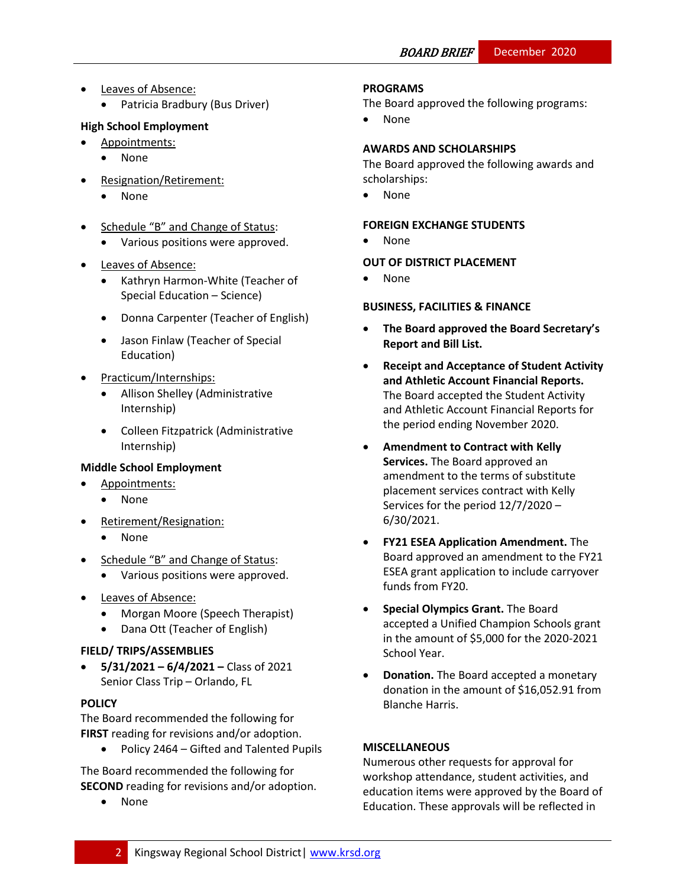- Leaves of Absence:
  - Patricia Bradbury (Bus Driver)

**High School Employment**

- Appointments:
  - None
- Resignation/Retirement:
  - None
- Schedule "B" and Change of Status:
  - Various positions were approved.
- Leaves of Absence:
  - Kathryn Harmon-White (Teacher of Special Education – Science)
  - Donna Carpenter (Teacher of English)
  - Jason Finlaw (Teacher of Special Education)
- Practicum/Internships:
  - Allison Shelley (Administrative Internship)
  - Colleen Fitzpatrick (Administrative Internship)

**Middle School Employment**

- Appointments:
  - None
- Retirement/Resignation:
  - None
- Schedule "B" and Change of Status:
  - Various positions were approved.
- Leaves of Absence:
  - Morgan Moore (Speech Therapist)
  - Dana Ott (Teacher of English)

**FIELD/ TRIPS/ASSEMBLIES**

- **5/31/2021 – 6/4/2021 –** Class of 2021 Senior Class Trip – Orlando, FL

**POLICY**

The Board recommended the following for **FIRST** reading for revisions and/or adoption.

- Policy 2464 – Gifted and Talented Pupils

The Board recommended the following for **SECOND** reading for revisions and/or adoption.

- None

**PROGRAMS**

The Board approved the following programs:

- None

**AWARDS AND SCHOLARSHIPS**

The Board approved the following awards and scholarships:

- None

**FOREIGN EXCHANGE STUDENTS**

- None

**OUT OF DISTRICT PLACEMENT**

- None

**BUSINESS, FACILITIES & FINANCE**

- **The Board approved the Board Secretary's Report and Bill List.**
- **Receipt and Acceptance of Student Activity and Athletic Account Financial Reports.** The Board accepted the Student Activity and Athletic Account Financial Reports for the period ending November 2020.
- **Amendment to Contract with Kelly Services.** The Board approved an amendment to the terms of substitute placement services contract with Kelly Services for the period 12/7/2020 – 6/30/2021.
- **FY21 ESEA Application Amendment.** The Board approved an amendment to the FY21 ESEA grant application to include carryover funds from FY20.
- **Special Olympics Grant.** The Board accepted a Unified Champion Schools grant in the amount of $5,000 for the 2020-2021 School Year.
- **Donation.** The Board accepted a monetary donation in the amount of $16,052.91 from Blanche Harris.

**MISCELLANEOUS**

Numerous other requests for approval for workshop attendance, student activities, and education items were approved by the Board of Education. These approvals will be reflected in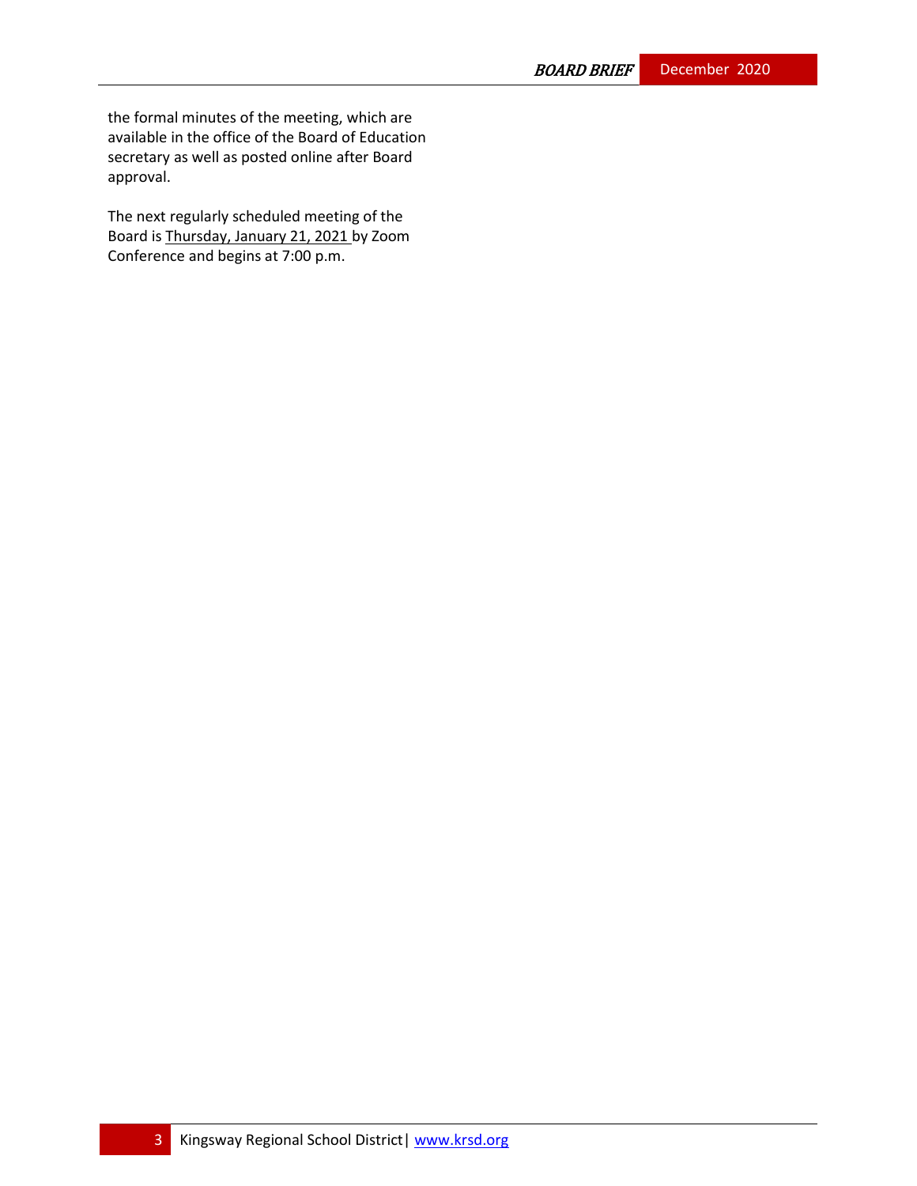the formal minutes of the meeting, which are available in the office of the Board of Education secretary as well as posted online after Board approval.

The next regularly scheduled meeting of the Board is Thursday, January 21, 2021 by Zoom Conference and begins at 7:00 p.m.